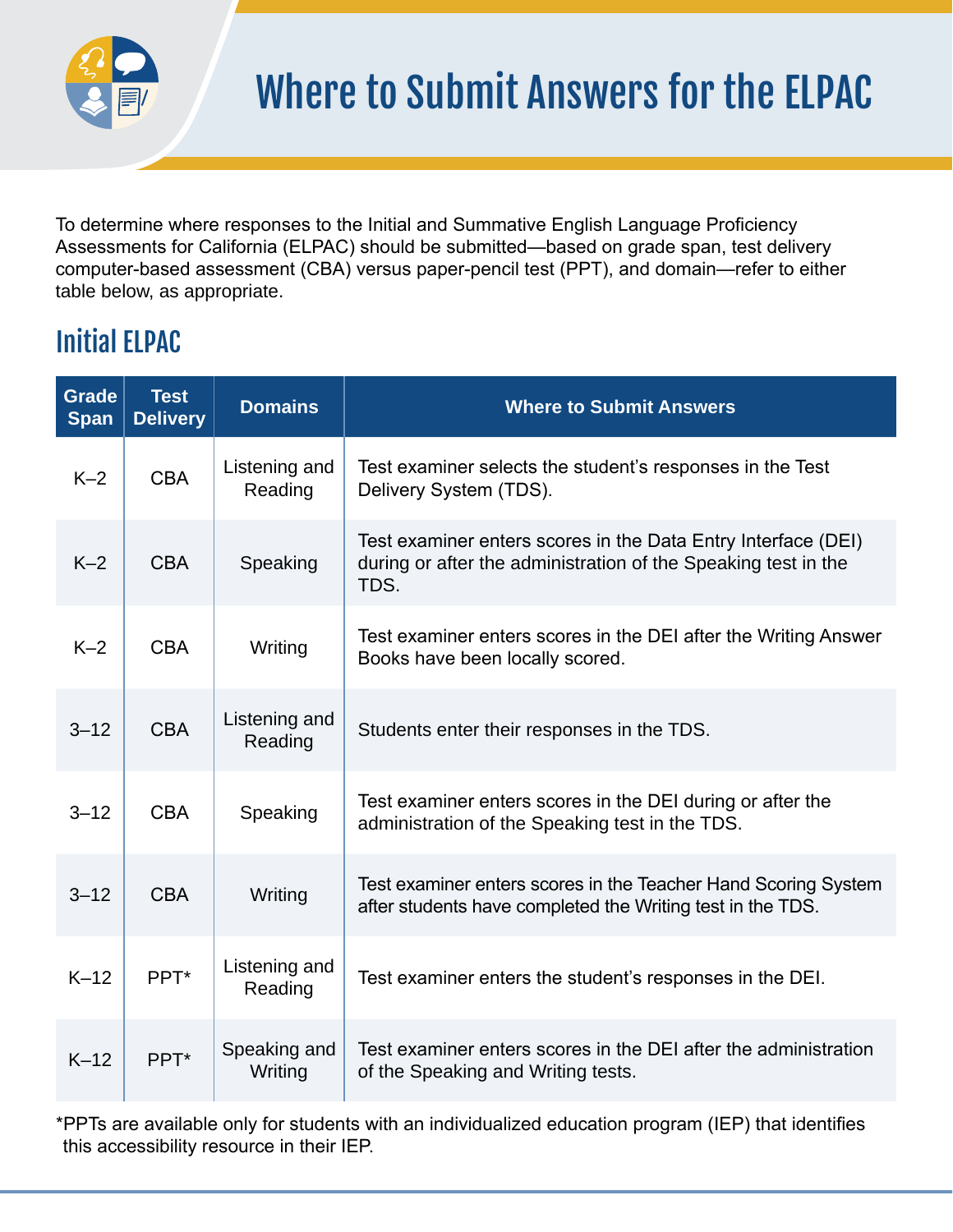# Where to Submit Answers for the ELPAC

To determine where responses to the Initial and Summative English Language Proficiency Assessments for California (ELPAC) should be submitted—based on grade span, test delivery computer-based assessment (CBA) versus paper-pencil test (PPT), and domain—refer to either table below, as appropriate.

## Initial ELPAC

| Grade Span | Test Delivery | Domains | Where to Submit Answers |
|---|---|---|---|
| K–2 | CBA | Listening and Reading | Test examiner selects the student's responses in the Test Delivery System (TDS). |
| K–2 | CBA | Speaking | Test examiner enters scores in the Data Entry Interface (DEI) during or after the administration of the Speaking test in the TDS. |
| K–2 | CBA | Writing | Test examiner enters scores in the DEI after the Writing Answer Books have been locally scored. |
| 3–12 | CBA | Listening and Reading | Students enter their responses in the TDS. |
| 3–12 | CBA | Speaking | Test examiner enters scores in the DEI during or after the administration of the Speaking test in the TDS. |
| 3–12 | CBA | Writing | Test examiner enters scores in the Teacher Hand Scoring System after students have completed the Writing test in the TDS. |
| K–12 | PPT* | Listening and Reading | Test examiner enters the student's responses in the DEI. |
| K–12 | PPT* | Speaking and Writing | Test examiner enters scores in the DEI after the administration of the Speaking and Writing tests. |

*PPTs are available only for students with an individualized education program (IEP) that identifies this accessibility resource in their IEP.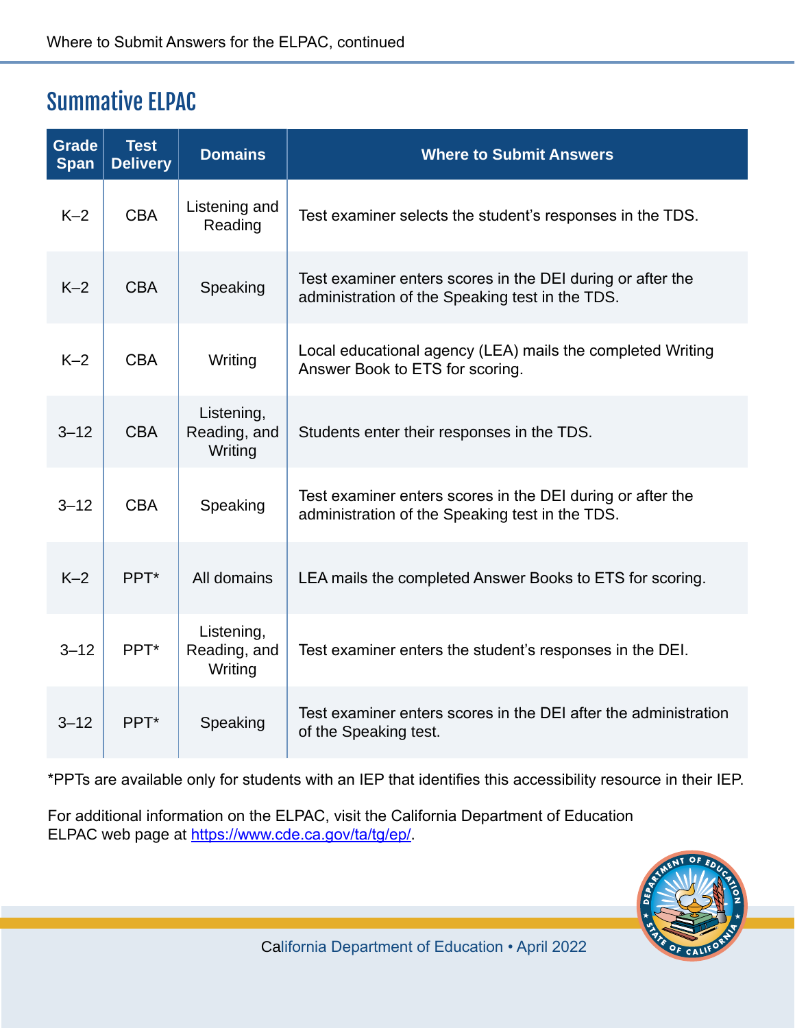## Summative ELPAC

| Grade Span | Test Delivery | Domains | Where to Submit Answers |
| --- | --- | --- | --- |
| K–2 | CBA | Listening and Reading | Test examiner selects the student's responses in the TDS. |
| K–2 | CBA | Speaking | Test examiner enters scores in the DEI during or after the administration of the Speaking test in the TDS. |
| K–2 | CBA | Writing | Local educational agency (LEA) mails the completed Writing Answer Book to ETS for scoring. |
| 3–12 | CBA | Listening, Reading, and Writing | Students enter their responses in the TDS. |
| 3–12 | CBA | Speaking | Test examiner enters scores in the DEI during or after the administration of the Speaking test in the TDS. |
| K–2 | PPT* | All domains | LEA mails the completed Answer Books to ETS for scoring. |
| 3–12 | PPT* | Listening, Reading, and Writing | Test examiner enters the student's responses in the DEI. |
| 3–12 | PPT* | Speaking | Test examiner enters scores in the DEI after the administration of the Speaking test. |

*PPTs are available only for students with an IEP that identifies this accessibility resource in their IEP.

For additional information on the ELPAC, visit the California Department of Education ELPAC web page at https://www.cde.ca.gov/ta/tg/ep/.